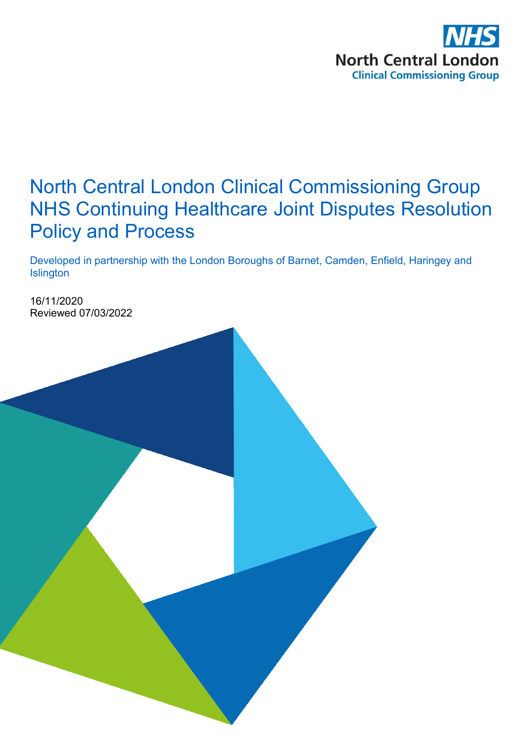NHS
North Central London
Clinical Commissioning Group

# North Central London Clinical Commissioning Group NHS Continuing Healthcare Joint Disputes Resolution Policy and Process

Developed in partnership with the London Boroughs of Barnet, Camden, Enfield, Haringey and Islington

16/11/2020
Reviewed 07/03/2022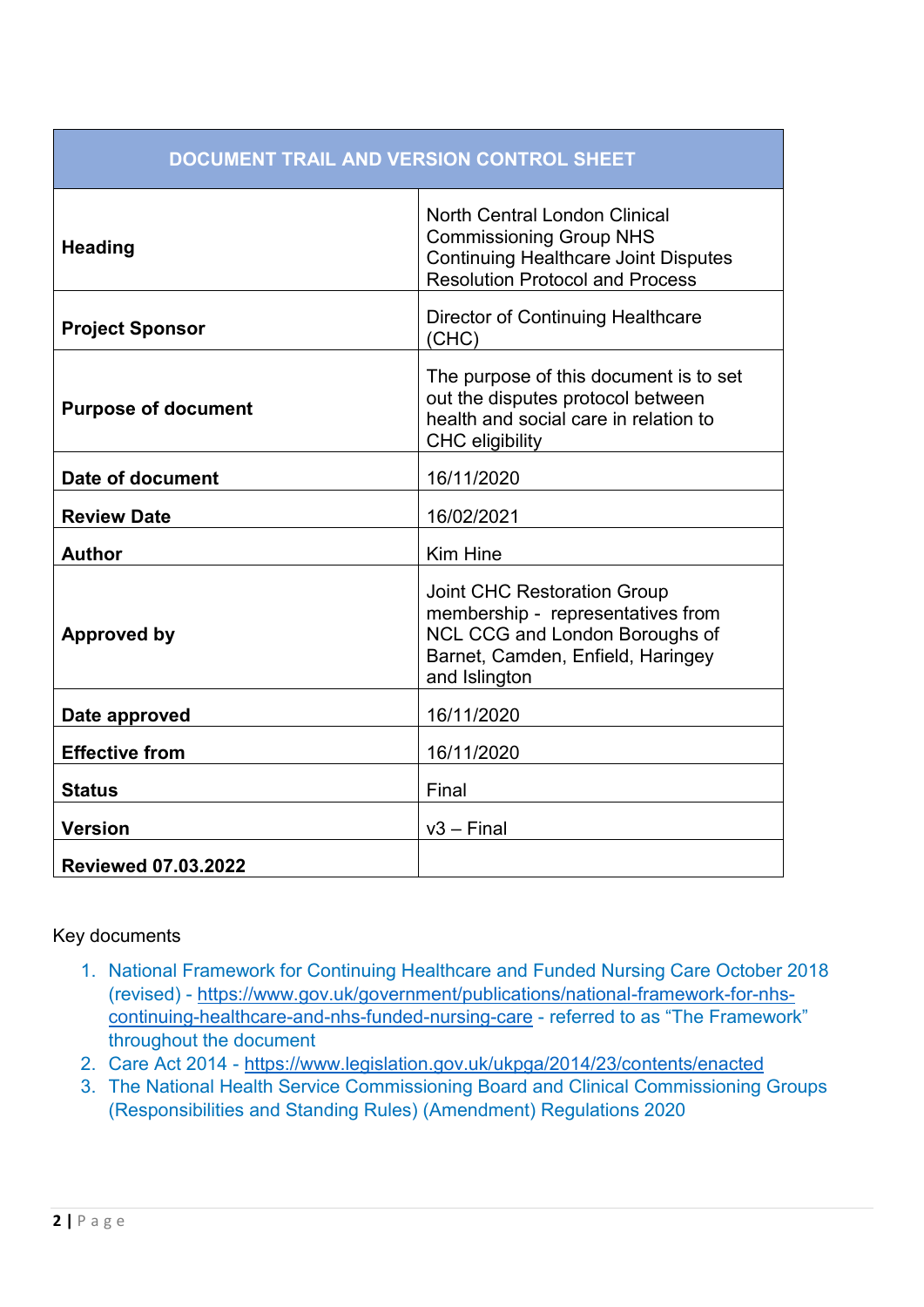| DOCUMENT TRAIL AND VERSION CONTROL SHEET | |
|---|---|
| **Heading** | North Central London Clinical Commissioning Group NHS Continuing Healthcare Joint Disputes Resolution Protocol and Process |
| **Project Sponsor** | Director of Continuing Healthcare (CHC) |
| **Purpose of document** | The purpose of this document is to set out the disputes protocol between health and social care in relation to CHC eligibility |
| **Date of document** | 16/11/2020 |
| **Review Date** | 16/02/2021 |
| **Author** | Kim Hine |
| **Approved by** | Joint CHC Restoration Group membership - representatives from NCL CCG and London Boroughs of Barnet, Camden, Enfield, Haringey and Islington |
| **Date approved** | 16/11/2020 |
| **Effective from** | 16/11/2020 |
| **Status** | Final |
| **Version** | v3 – Final |
| **Reviewed 07.03.2022** | |

Key documents

1. National Framework for Continuing Healthcare and Funded Nursing Care October 2018 (revised) - https://www.gov.uk/government/publications/national-framework-for-nhs-continuing-healthcare-and-nhs-funded-nursing-care - referred to as "The Framework" throughout the document
2. Care Act 2014 - https://www.legislation.gov.uk/ukpga/2014/23/contents/enacted
3. The National Health Service Commissioning Board and Clinical Commissioning Groups (Responsibilities and Standing Rules) (Amendment) Regulations 2020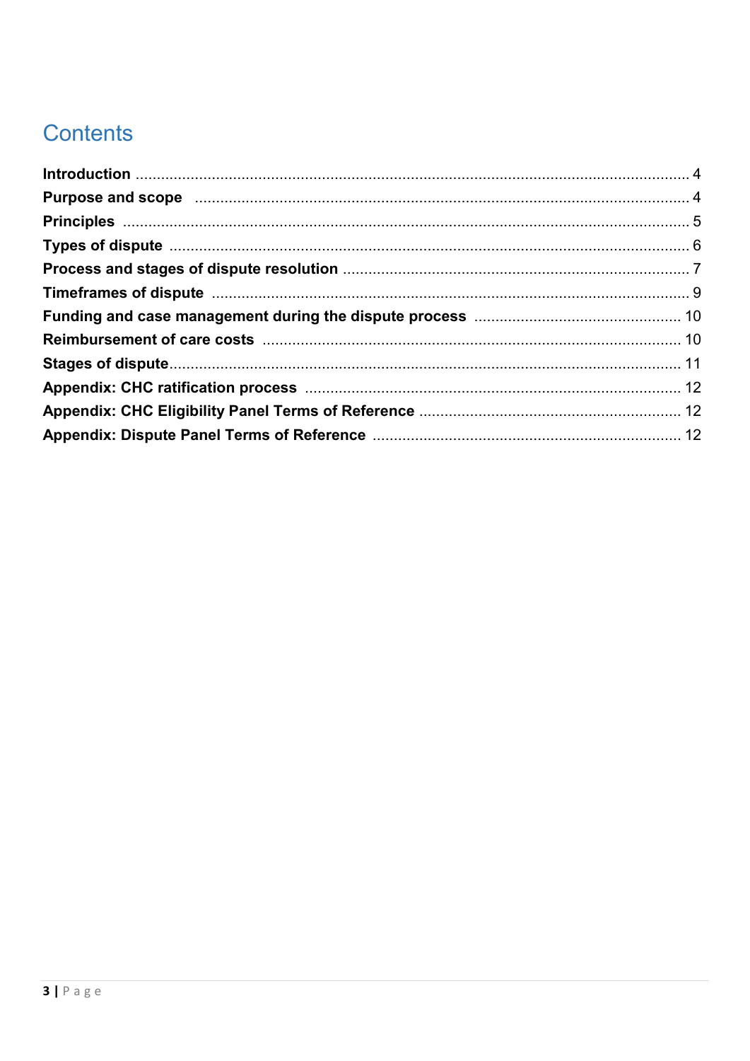# Contents

| | |
|---|---|
| **Introduction** | 4 |
| **Purpose and scope** | 4 |
| **Principles** | 5 |
| **Types of dispute** | 6 |
| **Process and stages of dispute resolution** | 7 |
| **Timeframes of dispute** | 9 |
| **Funding and case management during the dispute process** | 10 |
| **Reimbursement of care costs** | 10 |
| **Stages of dispute** | 11 |
| **Appendix: CHC ratification process** | 12 |
| **Appendix: CHC Eligibility Panel Terms of Reference** | 12 |
| **Appendix: Dispute Panel Terms of Reference** | 12 |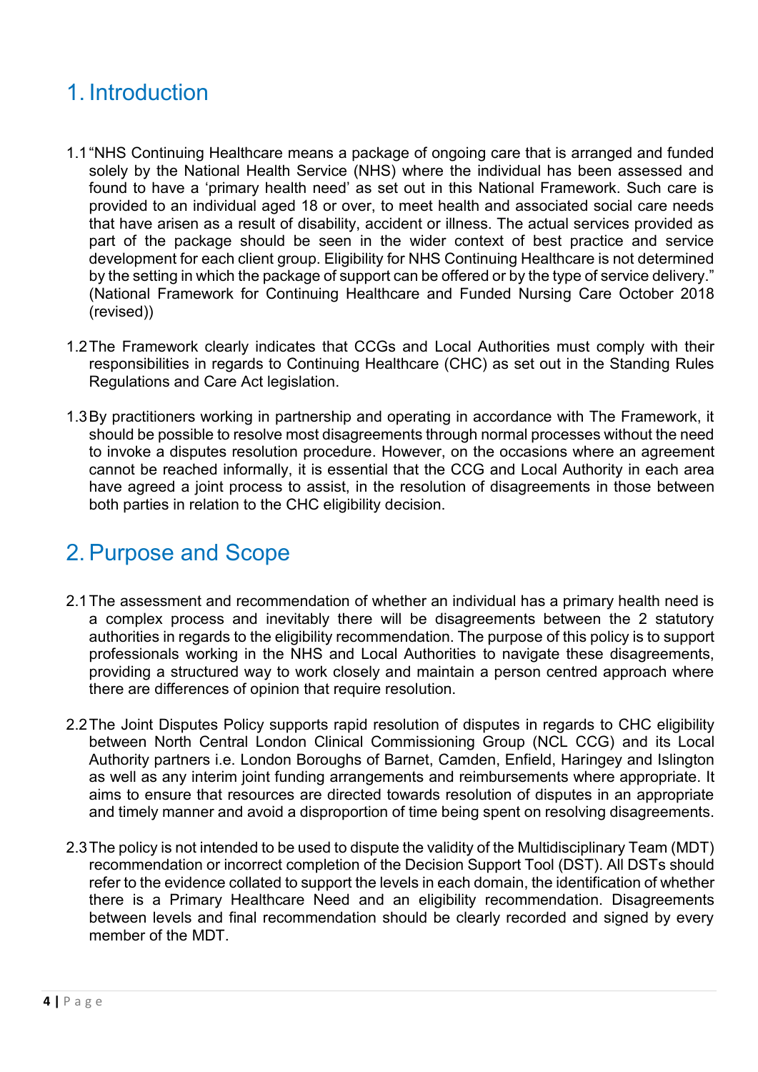# 1. Introduction

1.1 "NHS Continuing Healthcare means a package of ongoing care that is arranged and funded solely by the National Health Service (NHS) where the individual has been assessed and found to have a 'primary health need' as set out in this National Framework. Such care is provided to an individual aged 18 or over, to meet health and associated social care needs that have arisen as a result of disability, accident or illness. The actual services provided as part of the package should be seen in the wider context of best practice and service development for each client group. Eligibility for NHS Continuing Healthcare is not determined by the setting in which the package of support can be offered or by the type of service delivery." (National Framework for Continuing Healthcare and Funded Nursing Care October 2018 (revised))

1.2 The Framework clearly indicates that CCGs and Local Authorities must comply with their responsibilities in regards to Continuing Healthcare (CHC) as set out in the Standing Rules Regulations and Care Act legislation.

1.3 By practitioners working in partnership and operating in accordance with The Framework, it should be possible to resolve most disagreements through normal processes without the need to invoke a disputes resolution procedure. However, on the occasions where an agreement cannot be reached informally, it is essential that the CCG and Local Authority in each area have agreed a joint process to assist, in the resolution of disagreements in those between both parties in relation to the CHC eligibility decision.

# 2. Purpose and Scope

2.1 The assessment and recommendation of whether an individual has a primary health need is a complex process and inevitably there will be disagreements between the 2 statutory authorities in regards to the eligibility recommendation. The purpose of this policy is to support professionals working in the NHS and Local Authorities to navigate these disagreements, providing a structured way to work closely and maintain a person centred approach where there are differences of opinion that require resolution.

2.2 The Joint Disputes Policy supports rapid resolution of disputes in regards to CHC eligibility between North Central London Clinical Commissioning Group (NCL CCG) and its Local Authority partners i.e. London Boroughs of Barnet, Camden, Enfield, Haringey and Islington as well as any interim joint funding arrangements and reimbursements where appropriate. It aims to ensure that resources are directed towards resolution of disputes in an appropriate and timely manner and avoid a disproportion of time being spent on resolving disagreements.

2.3 The policy is not intended to be used to dispute the validity of the Multidisciplinary Team (MDT) recommendation or incorrect completion of the Decision Support Tool (DST). All DSTs should refer to the evidence collated to support the levels in each domain, the identification of whether there is a Primary Healthcare Need and an eligibility recommendation. Disagreements between levels and final recommendation should be clearly recorded and signed by every member of the MDT.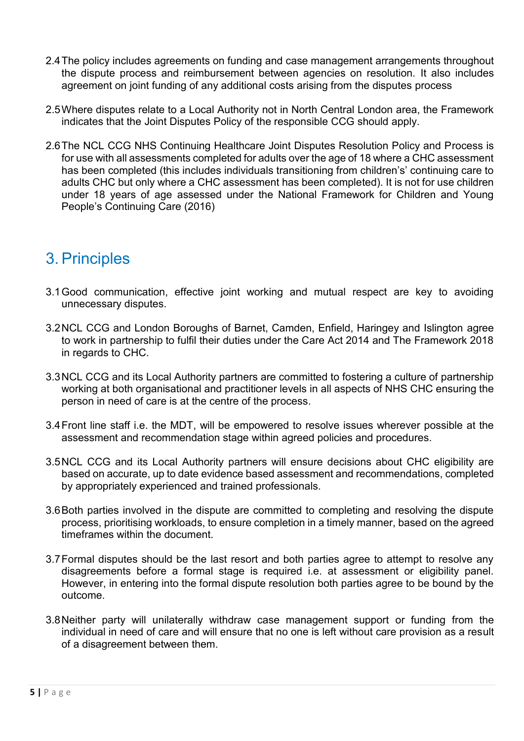2.4 The policy includes agreements on funding and case management arrangements throughout the dispute process and reimbursement between agencies on resolution. It also includes agreement on joint funding of any additional costs arising from the disputes process

2.5 Where disputes relate to a Local Authority not in North Central London area, the Framework indicates that the Joint Disputes Policy of the responsible CCG should apply.

2.6 The NCL CCG NHS Continuing Healthcare Joint Disputes Resolution Policy and Process is for use with all assessments completed for adults over the age of 18 where a CHC assessment has been completed (this includes individuals transitioning from children's' continuing care to adults CHC but only where a CHC assessment has been completed). It is not for use children under 18 years of age assessed under the National Framework for Children and Young People's Continuing Care (2016)

# 3. Principles

3.1 Good communication, effective joint working and mutual respect are key to avoiding unnecessary disputes.

3.2 NCL CCG and London Boroughs of Barnet, Camden, Enfield, Haringey and Islington agree to work in partnership to fulfil their duties under the Care Act 2014 and The Framework 2018 in regards to CHC.

3.3 NCL CCG and its Local Authority partners are committed to fostering a culture of partnership working at both organisational and practitioner levels in all aspects of NHS CHC ensuring the person in need of care is at the centre of the process.

3.4 Front line staff i.e. the MDT, will be empowered to resolve issues wherever possible at the assessment and recommendation stage within agreed policies and procedures.

3.5 NCL CCG and its Local Authority partners will ensure decisions about CHC eligibility are based on accurate, up to date evidence based assessment and recommendations, completed by appropriately experienced and trained professionals.

3.6 Both parties involved in the dispute are committed to completing and resolving the dispute process, prioritising workloads, to ensure completion in a timely manner, based on the agreed timeframes within the document.

3.7 Formal disputes should be the last resort and both parties agree to attempt to resolve any disagreements before a formal stage is required i.e. at assessment or eligibility panel. However, in entering into the formal dispute resolution both parties agree to be bound by the outcome.

3.8 Neither party will unilaterally withdraw case management support or funding from the individual in need of care and will ensure that no one is left without care provision as a result of a disagreement between them.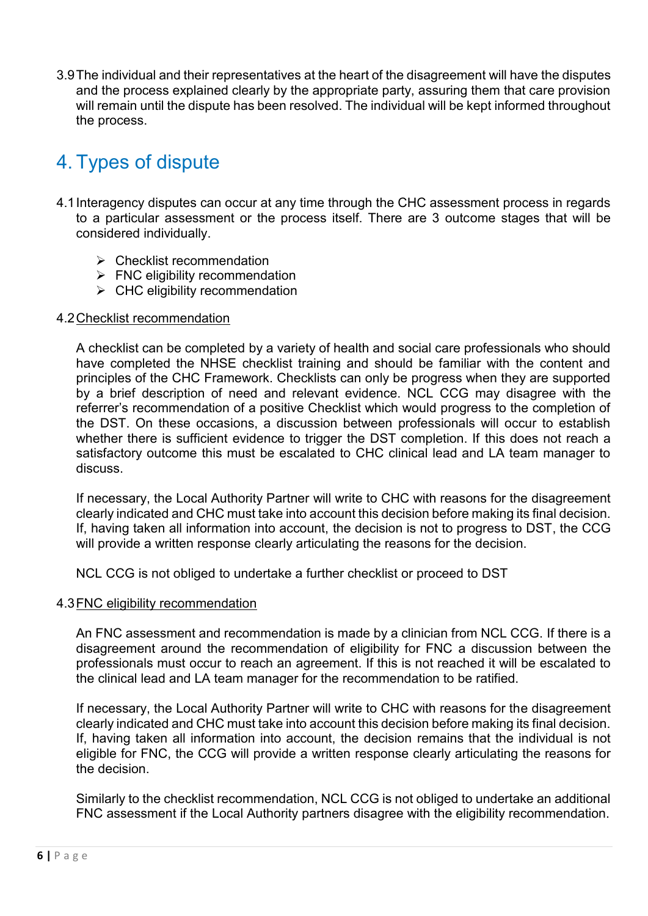3.9 The individual and their representatives at the heart of the disagreement will have the disputes and the process explained clearly by the appropriate party, assuring them that care provision will remain until the dispute has been resolved. The individual will be kept informed throughout the process.

# 4. Types of dispute

4.1 Interagency disputes can occur at any time through the CHC assessment process in regards to a particular assessment or the process itself. There are 3 outcome stages that will be considered individually.

- Checklist recommendation
- FNC eligibility recommendation
- CHC eligibility recommendation

4.2 Checklist recommendation

A checklist can be completed by a variety of health and social care professionals who should have completed the NHSE checklist training and should be familiar with the content and principles of the CHC Framework. Checklists can only be progress when they are supported by a brief description of need and relevant evidence. NCL CCG may disagree with the referrer's recommendation of a positive Checklist which would progress to the completion of the DST. On these occasions, a discussion between professionals will occur to establish whether there is sufficient evidence to trigger the DST completion. If this does not reach a satisfactory outcome this must be escalated to CHC clinical lead and LA team manager to discuss.

If necessary, the Local Authority Partner will write to CHC with reasons for the disagreement clearly indicated and CHC must take into account this decision before making its final decision. If, having taken all information into account, the decision is not to progress to DST, the CCG will provide a written response clearly articulating the reasons for the decision.

NCL CCG is not obliged to undertake a further checklist or proceed to DST

4.3 FNC eligibility recommendation

An FNC assessment and recommendation is made by a clinician from NCL CCG. If there is a disagreement around the recommendation of eligibility for FNC a discussion between the professionals must occur to reach an agreement. If this is not reached it will be escalated to the clinical lead and LA team manager for the recommendation to be ratified.

If necessary, the Local Authority Partner will write to CHC with reasons for the disagreement clearly indicated and CHC must take into account this decision before making its final decision. If, having taken all information into account, the decision remains that the individual is not eligible for FNC, the CCG will provide a written response clearly articulating the reasons for the decision.

Similarly to the checklist recommendation, NCL CCG is not obliged to undertake an additional FNC assessment if the Local Authority partners disagree with the eligibility recommendation.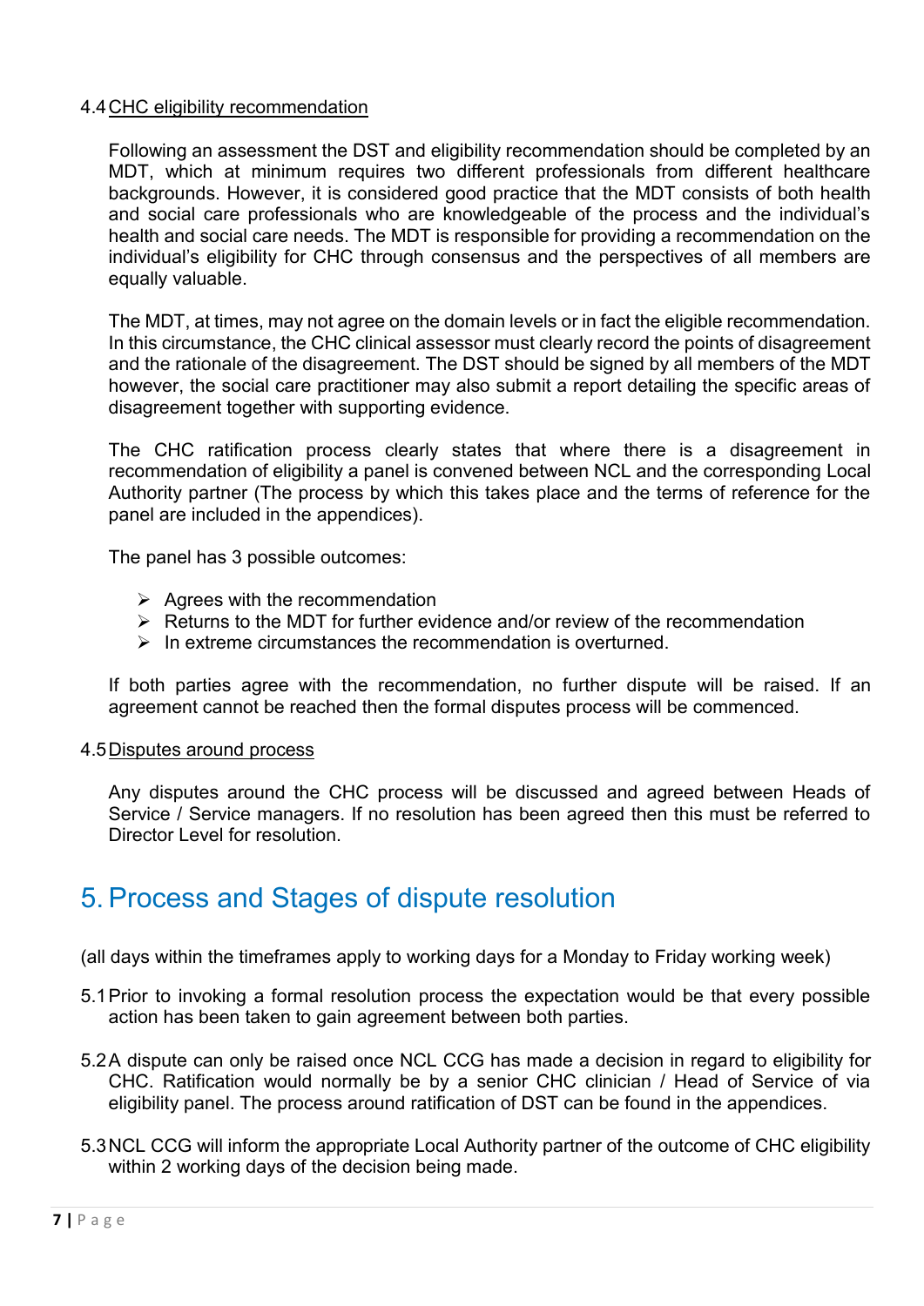4.4 CHC eligibility recommendation

Following an assessment the DST and eligibility recommendation should be completed by an MDT, which at minimum requires two different professionals from different healthcare backgrounds. However, it is considered good practice that the MDT consists of both health and social care professionals who are knowledgeable of the process and the individual's health and social care needs. The MDT is responsible for providing a recommendation on the individual's eligibility for CHC through consensus and the perspectives of all members are equally valuable.

The MDT, at times, may not agree on the domain levels or in fact the eligible recommendation. In this circumstance, the CHC clinical assessor must clearly record the points of disagreement and the rationale of the disagreement. The DST should be signed by all members of the MDT however, the social care practitioner may also submit a report detailing the specific areas of disagreement together with supporting evidence.

The CHC ratification process clearly states that where there is a disagreement in recommendation of eligibility a panel is convened between NCL and the corresponding Local Authority partner (The process by which this takes place and the terms of reference for the panel are included in the appendices).

The panel has 3 possible outcomes:

- Agrees with the recommendation
- Returns to the MDT for further evidence and/or review of the recommendation
- In extreme circumstances the recommendation is overturned.

If both parties agree with the recommendation, no further dispute will be raised. If an agreement cannot be reached then the formal disputes process will be commenced.

4.5 Disputes around process

Any disputes around the CHC process will be discussed and agreed between Heads of Service / Service managers. If no resolution has been agreed then this must be referred to Director Level for resolution.

# 5. Process and Stages of dispute resolution

(all days within the timeframes apply to working days for a Monday to Friday working week)

5.1 Prior to invoking a formal resolution process the expectation would be that every possible action has been taken to gain agreement between both parties.

5.2 A dispute can only be raised once NCL CCG has made a decision in regard to eligibility for CHC. Ratification would normally be by a senior CHC clinician / Head of Service of via eligibility panel. The process around ratification of DST can be found in the appendices.

5.3 NCL CCG will inform the appropriate Local Authority partner of the outcome of CHC eligibility within 2 working days of the decision being made.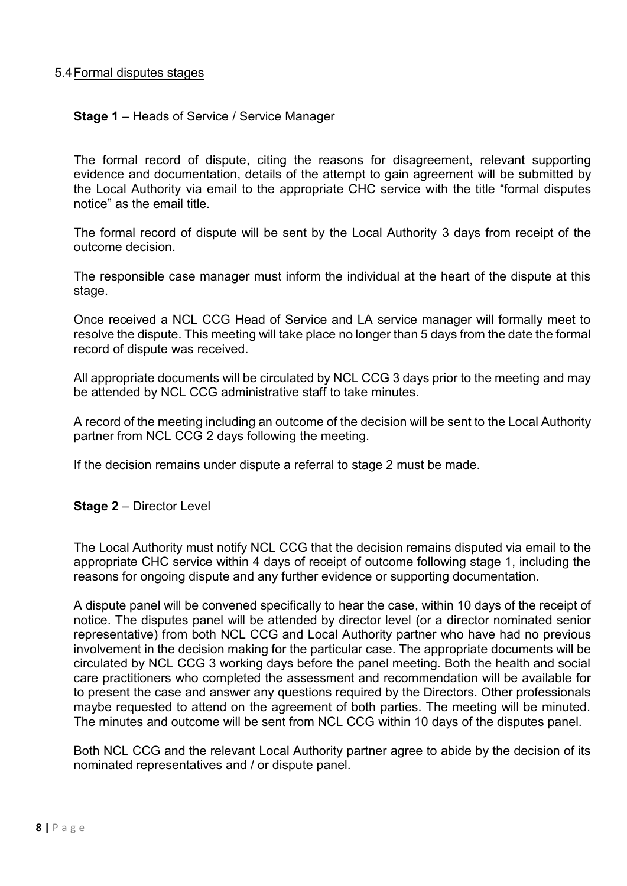### 5.4 Formal disputes stages

**Stage 1** – Heads of Service / Service Manager

The formal record of dispute, citing the reasons for disagreement, relevant supporting evidence and documentation, details of the attempt to gain agreement will be submitted by the Local Authority via email to the appropriate CHC service with the title "formal disputes notice" as the email title.

The formal record of dispute will be sent by the Local Authority 3 days from receipt of the outcome decision.

The responsible case manager must inform the individual at the heart of the dispute at this stage.

Once received a NCL CCG Head of Service and LA service manager will formally meet to resolve the dispute. This meeting will take place no longer than 5 days from the date the formal record of dispute was received.

All appropriate documents will be circulated by NCL CCG 3 days prior to the meeting and may be attended by NCL CCG administrative staff to take minutes.

A record of the meeting including an outcome of the decision will be sent to the Local Authority partner from NCL CCG 2 days following the meeting.

If the decision remains under dispute a referral to stage 2 must be made.

**Stage 2** – Director Level

The Local Authority must notify NCL CCG that the decision remains disputed via email to the appropriate CHC service within 4 days of receipt of outcome following stage 1, including the reasons for ongoing dispute and any further evidence or supporting documentation.

A dispute panel will be convened specifically to hear the case, within 10 days of the receipt of notice. The disputes panel will be attended by director level (or a director nominated senior representative) from both NCL CCG and Local Authority partner who have had no previous involvement in the decision making for the particular case. The appropriate documents will be circulated by NCL CCG 3 working days before the panel meeting. Both the health and social care practitioners who completed the assessment and recommendation will be available for to present the case and answer any questions required by the Directors. Other professionals maybe requested to attend on the agreement of both parties. The meeting will be minuted. The minutes and outcome will be sent from NCL CCG within 10 days of the disputes panel.

Both NCL CCG and the relevant Local Authority partner agree to abide by the decision of its nominated representatives and / or dispute panel.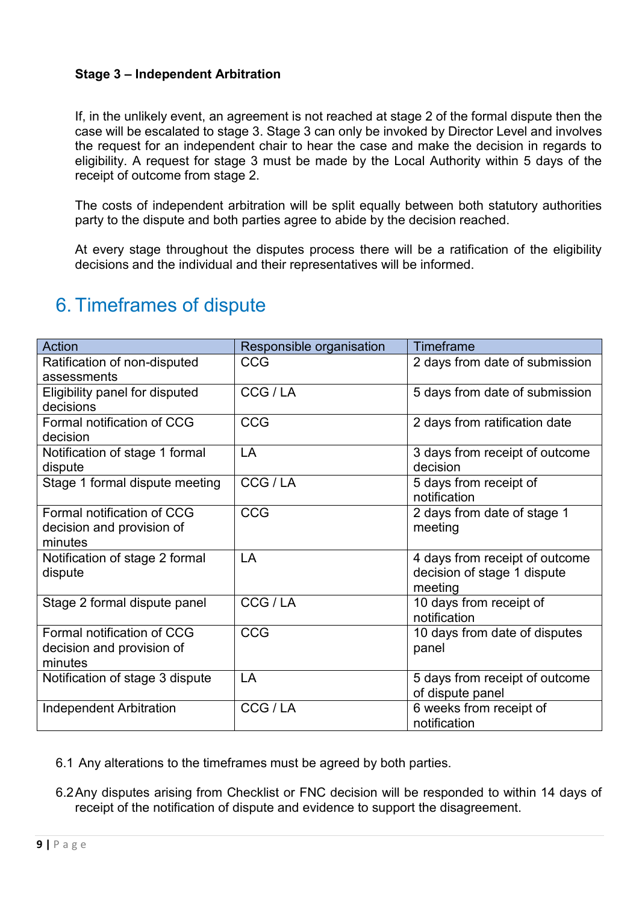**Stage 3 – Independent Arbitration**

If, in the unlikely event, an agreement is not reached at stage 2 of the formal dispute then the case will be escalated to stage 3. Stage 3 can only be invoked by Director Level and involves the request for an independent chair to hear the case and make the decision in regards to eligibility. A request for stage 3 must be made by the Local Authority within 5 days of the receipt of outcome from stage 2.

The costs of independent arbitration will be split equally between both statutory authorities party to the dispute and both parties agree to abide by the decision reached.

At every stage throughout the disputes process there will be a ratification of the eligibility decisions and the individual and their representatives will be informed.

# 6. Timeframes of dispute

| Action | Responsible organisation | Timeframe |
|---|---|---|
| Ratification of non-disputed assessments | CCG | 2 days from date of submission |
| Eligibility panel for disputed decisions | CCG / LA | 5 days from date of submission |
| Formal notification of CCG decision | CCG | 2 days from ratification date |
| Notification of stage 1 formal dispute | LA | 3 days from receipt of outcome decision |
| Stage 1 formal dispute meeting | CCG / LA | 5 days from receipt of notification |
| Formal notification of CCG decision and provision of minutes | CCG | 2 days from date of stage 1 meeting |
| Notification of stage 2 formal dispute | LA | 4 days from receipt of outcome decision of stage 1 dispute meeting |
| Stage 2 formal dispute panel | CCG / LA | 10 days from receipt of notification |
| Formal notification of CCG decision and provision of minutes | CCG | 10 days from date of disputes panel |
| Notification of stage 3 dispute | LA | 5 days from receipt of outcome of dispute panel |
| Independent Arbitration | CCG / LA | 6 weeks from receipt of notification |

6.1 Any alterations to the timeframes must be agreed by both parties.

6.2 Any disputes arising from Checklist or FNC decision will be responded to within 14 days of receipt of the notification of dispute and evidence to support the disagreement.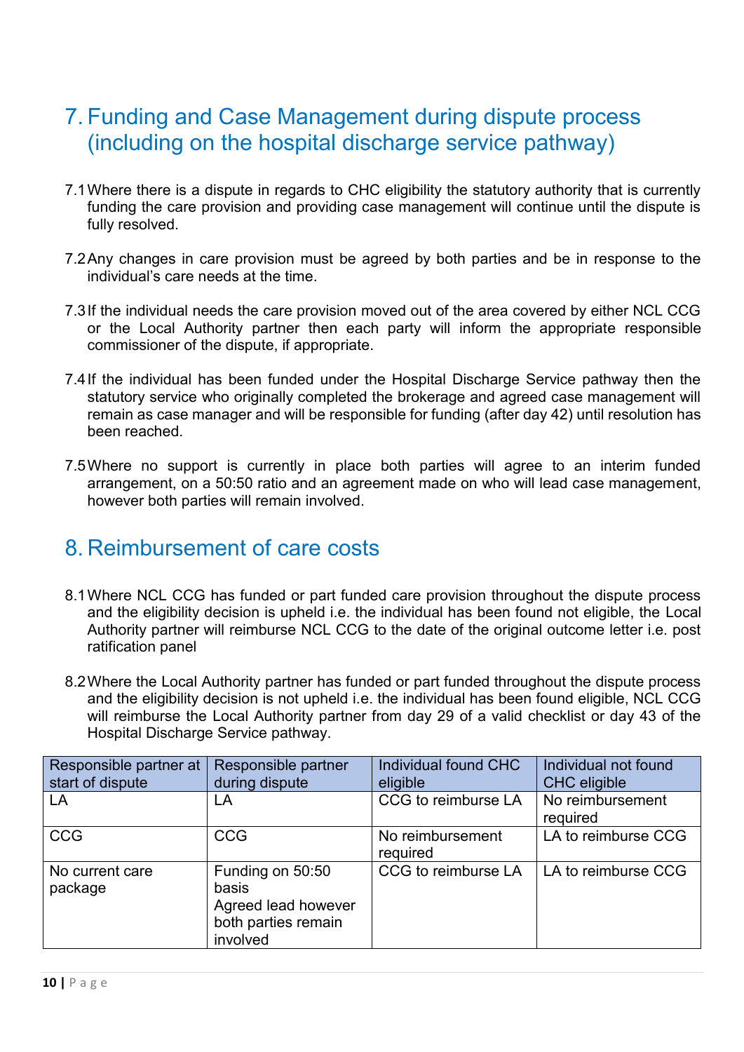## 7. Funding and Case Management during dispute process (including on the hospital discharge service pathway)

7.1 Where there is a dispute in regards to CHC eligibility the statutory authority that is currently funding the care provision and providing case management will continue until the dispute is fully resolved.

7.2 Any changes in care provision must be agreed by both parties and be in response to the individual's care needs at the time.

7.3 If the individual needs the care provision moved out of the area covered by either NCL CCG or the Local Authority partner then each party will inform the appropriate responsible commissioner of the dispute, if appropriate.

7.4 If the individual has been funded under the Hospital Discharge Service pathway then the statutory service who originally completed the brokerage and agreed case management will remain as case manager and will be responsible for funding (after day 42) until resolution has been reached.

7.5 Where no support is currently in place both parties will agree to an interim funded arrangement, on a 50:50 ratio and an agreement made on who will lead case management, however both parties will remain involved.

## 8. Reimbursement of care costs

8.1 Where NCL CCG has funded or part funded care provision throughout the dispute process and the eligibility decision is upheld i.e. the individual has been found not eligible, the Local Authority partner will reimburse NCL CCG to the date of the original outcome letter i.e. post ratification panel

8.2 Where the Local Authority partner has funded or part funded throughout the dispute process and the eligibility decision is not upheld i.e. the individual has been found eligible, NCL CCG will reimburse the Local Authority partner from day 29 of a valid checklist or day 43 of the Hospital Discharge Service pathway.

| Responsible partner at start of dispute | Responsible partner during dispute | Individual found CHC eligible | Individual not found CHC eligible |
|---|---|---|---|
| LA | LA | CCG to reimburse LA | No reimbursement required |
| CCG | CCG | No reimbursement required | LA to reimburse CCG |
| No current care package | Funding on 50:50 basis Agreed lead however both parties remain involved | CCG to reimburse LA | LA to reimburse CCG |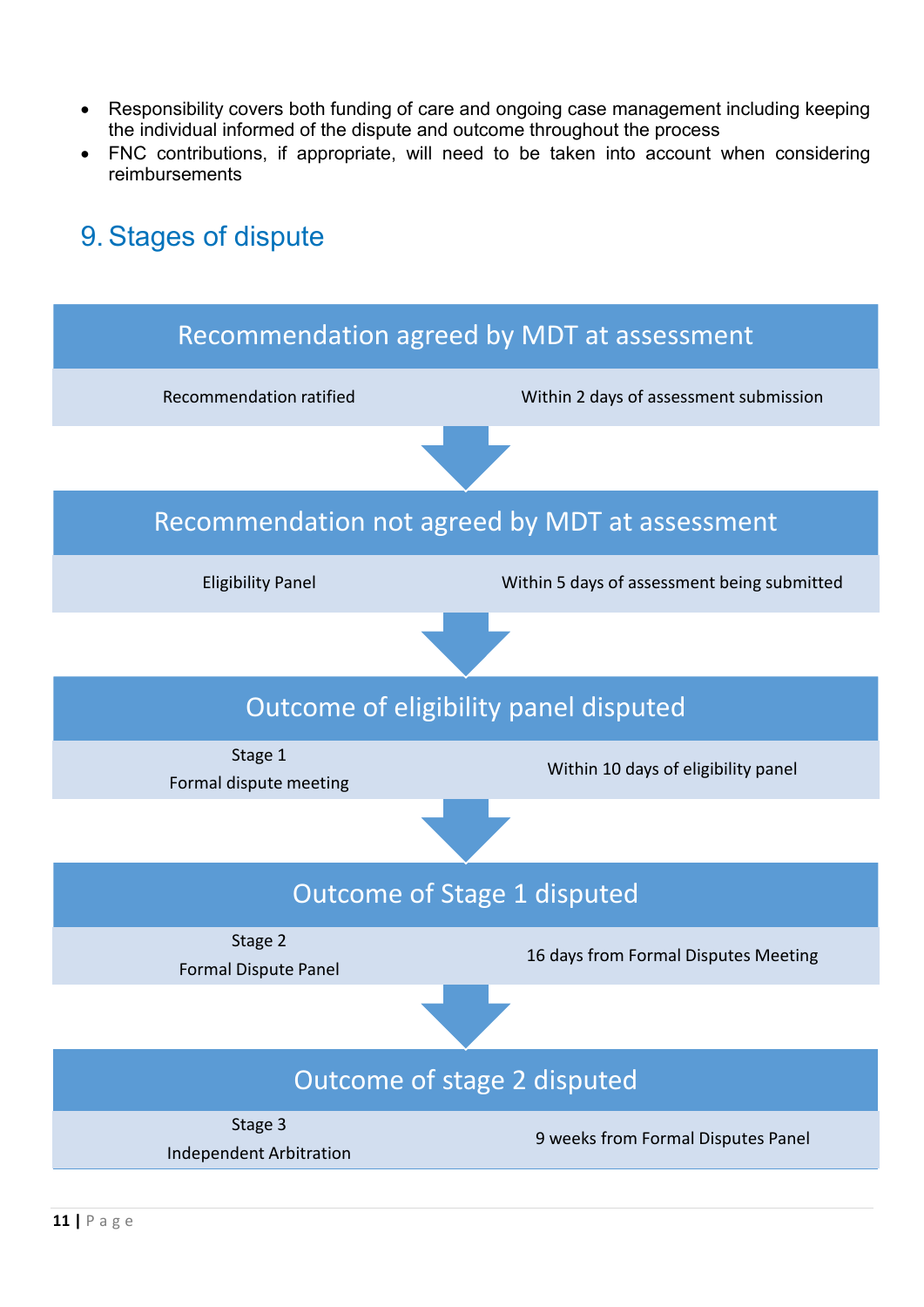- Responsibility covers both funding of care and ongoing case management including keeping the individual informed of the dispute and outcome throughout the process
- FNC contributions, if appropriate, will need to be taken into account when considering reimbursements

## 9. Stages of dispute

**Recommendation agreed by MDT at assessment**

| Recommendation ratified | Within 2 days of assessment submission |
|---|---|

↓

**Recommendation not agreed by MDT at assessment**

| Eligibility Panel | Within 5 days of assessment being submitted |
|---|---|

↓

**Outcome of eligibility panel disputed**

| Stage 1 Formal dispute meeting | Within 10 days of eligibility panel |
|---|---|

↓

**Outcome of Stage 1 disputed**

| Stage 2 Formal Dispute Panel | 16 days from Formal Disputes Meeting |
|---|---|

↓

**Outcome of stage 2 disputed**

| Stage 3 Independent Arbitration | 9 weeks from Formal Disputes Panel |
|---|---|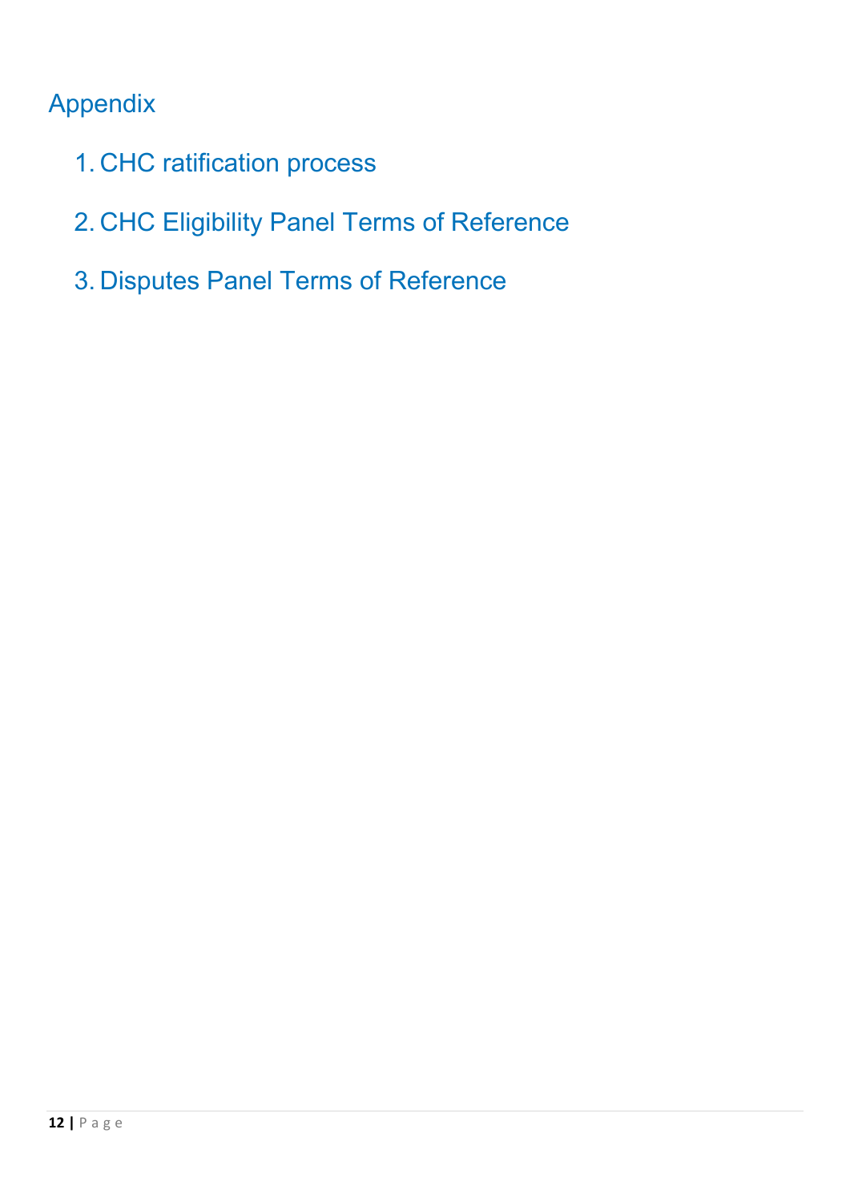# Appendix

1. CHC ratification process
2. CHC Eligibility Panel Terms of Reference
3. Disputes Panel Terms of Reference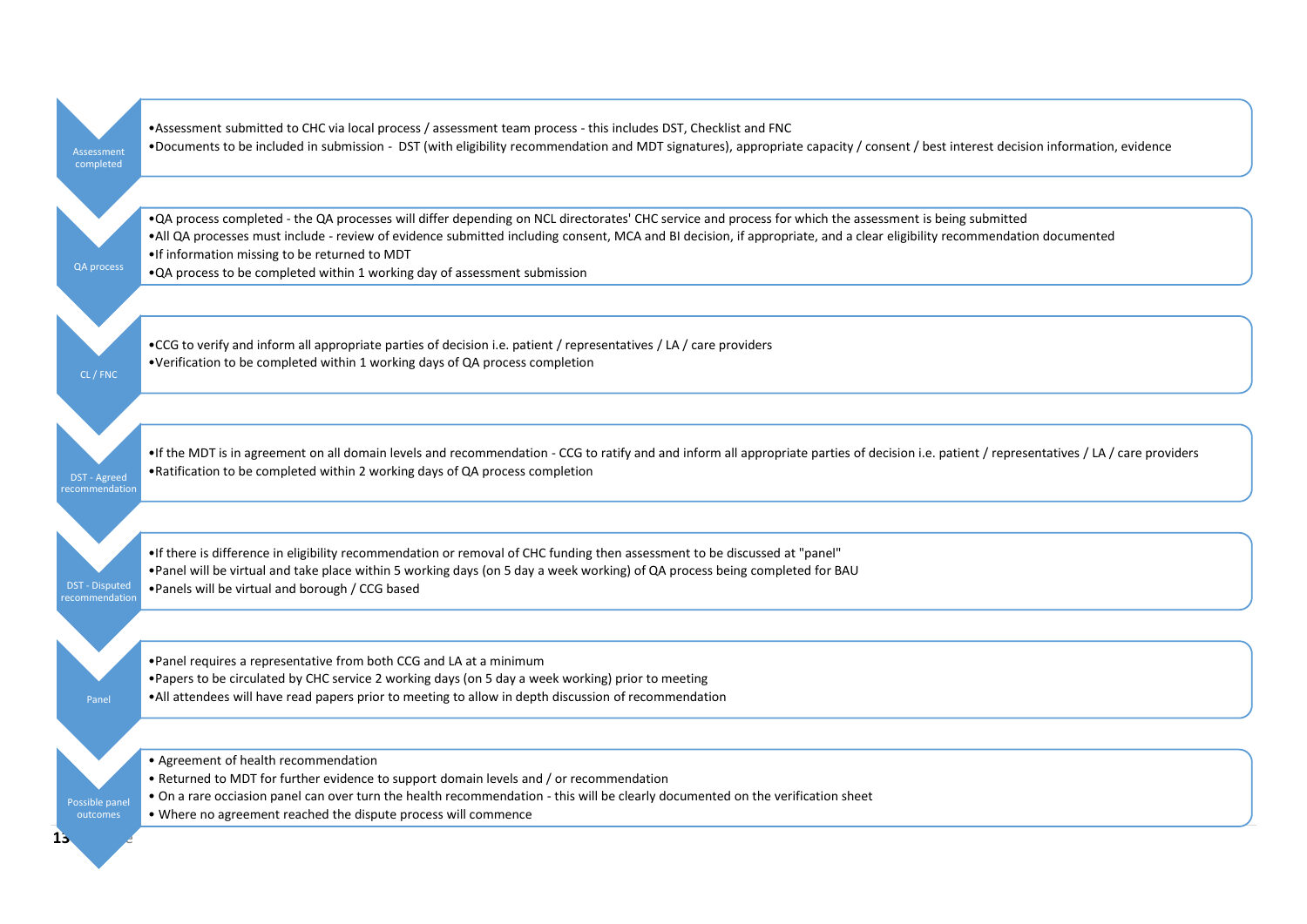**Assessment completed**

- Assessment submitted to CHC via local process / assessment team process - this includes DST, Checklist and FNC
- Documents to be included in submission - DST (with eligibility recommendation and MDT signatures), appropriate capacity / consent / best interest decision information, evidence

**QA process**

- QA process completed - the QA processes will differ depending on NCL directorates' CHC service and process for which the assessment is being submitted
- All QA processes must include - review of evidence submitted including consent, MCA and BI decision, if appropriate, and a clear eligibility recommendation documented
- If information missing to be returned to MDT
- QA process to be completed within 1 working day of assessment submission

**CL / FNC**

- CCG to verify and inform all appropriate parties of decision i.e. patient / representatives / LA / care providers
- Verification to be completed within 1 working days of QA process completion

**DST - Agreed recommendation**

- If the MDT is in agreement on all domain levels and recommendation - CCG to ratify and and inform all appropriate parties of decision i.e. patient / representatives / LA / care providers
- Ratification to be completed within 2 working days of QA process completion

**DST - Disputed recommendation**

- If there is difference in eligibility recommendation or removal of CHC funding then assessment to be discussed at "panel"
- Panel will be virtual and take place within 5 working days (on 5 day a week working) of QA process being completed for BAU
- Panels will be virtual and borough / CCG based

**Panel**

- Panel requires a representative from both CCG and LA at a minimum
- Papers to be circulated by CHC service 2 working days (on 5 day a week working) prior to meeting
- All attendees will have read papers prior to meeting to allow in depth discussion of recommendation

**Possible panel outcomes**

- Agreement of health recommendation
- Returned to MDT for further evidence to support domain levels and / or recommendation
- On a rare occiasion panel can over turn the health recommendation - this will be clearly documented on the verification sheet
- Where no agreement reached the dispute process will commence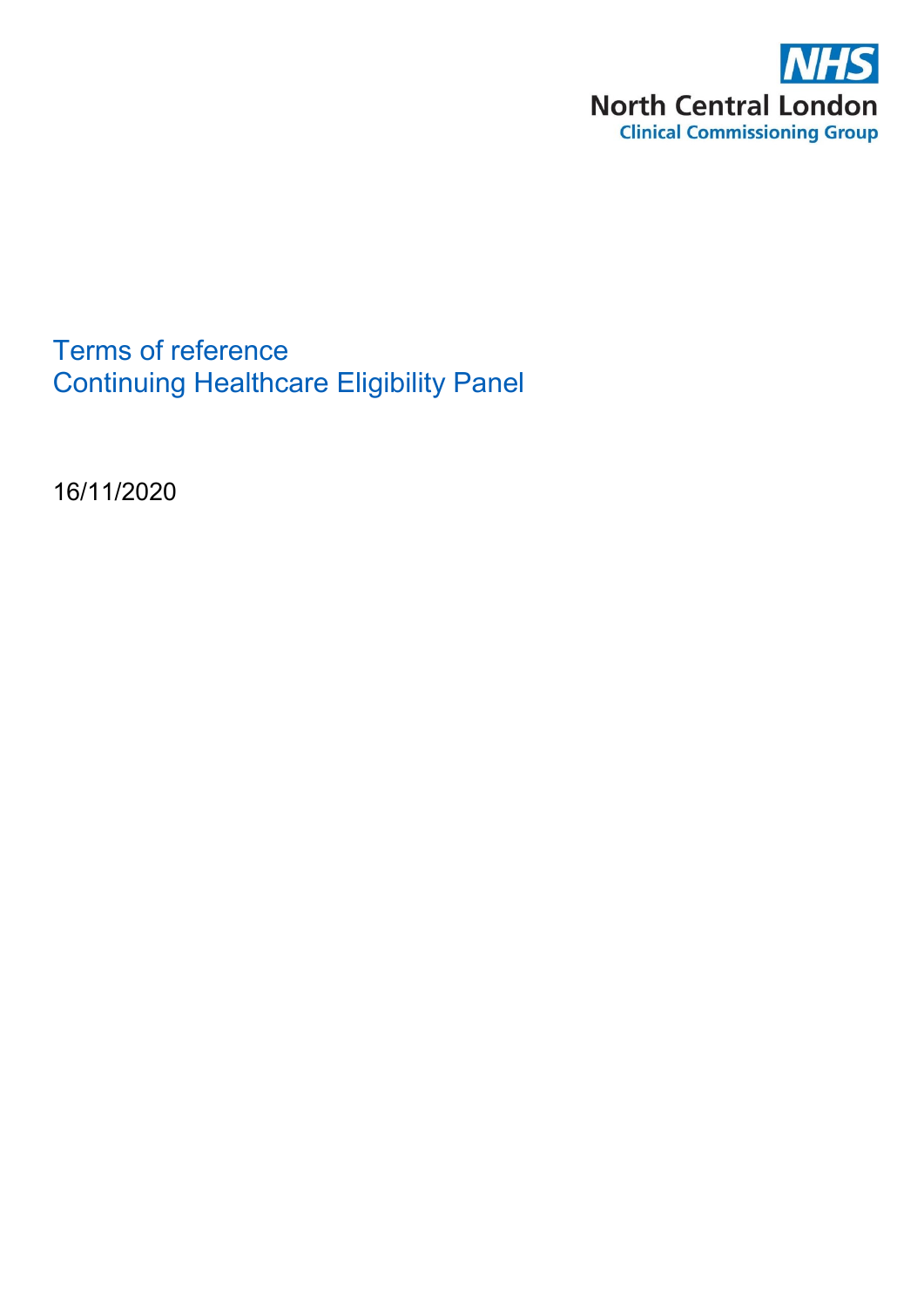NHS
North Central London
Clinical Commissioning Group

# Terms of reference
# Continuing Healthcare Eligibility Panel

16/11/2020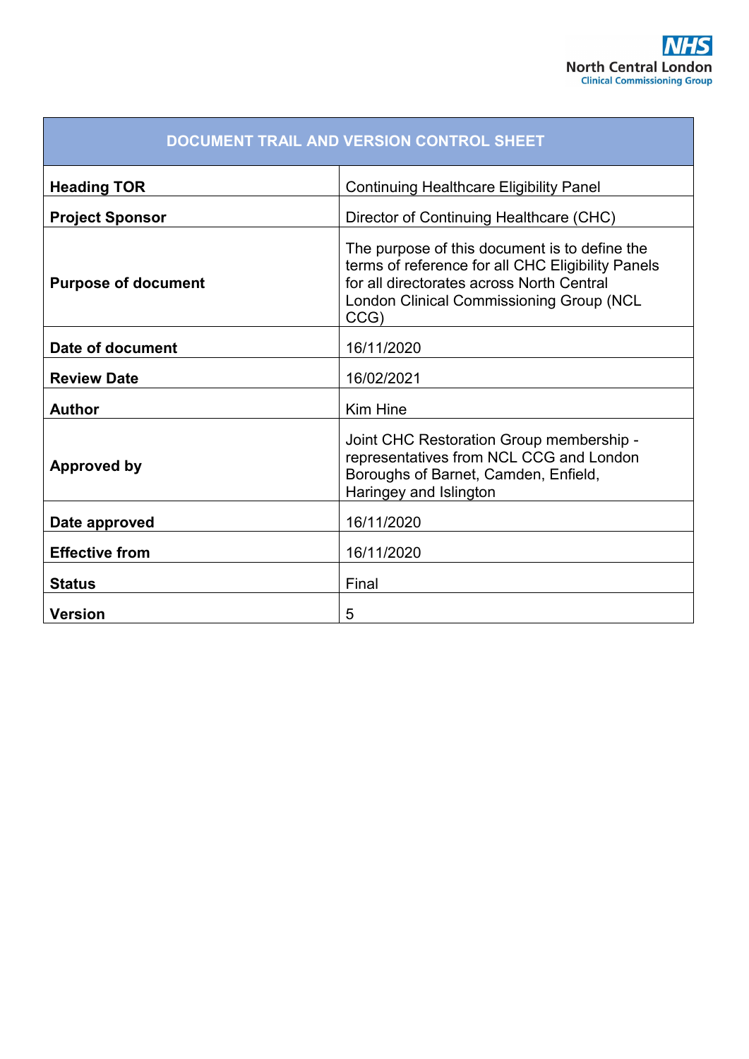| DOCUMENT TRAIL AND VERSION CONTROL SHEET | |
|---|---|
| **Heading TOR** | Continuing Healthcare Eligibility Panel |
| **Project Sponsor** | Director of Continuing Healthcare (CHC) |
| **Purpose of document** | The purpose of this document is to define the terms of reference for all CHC Eligibility Panels for all directorates across North Central London Clinical Commissioning Group (NCL CCG) |
| **Date of document** | 16/11/2020 |
| **Review Date** | 16/02/2021 |
| **Author** | Kim Hine |
| **Approved by** | Joint CHC Restoration Group membership - representatives from NCL CCG and London Boroughs of Barnet, Camden, Enfield, Haringey and Islington |
| **Date approved** | 16/11/2020 |
| **Effective from** | 16/11/2020 |
| **Status** | Final |
| **Version** | 5 |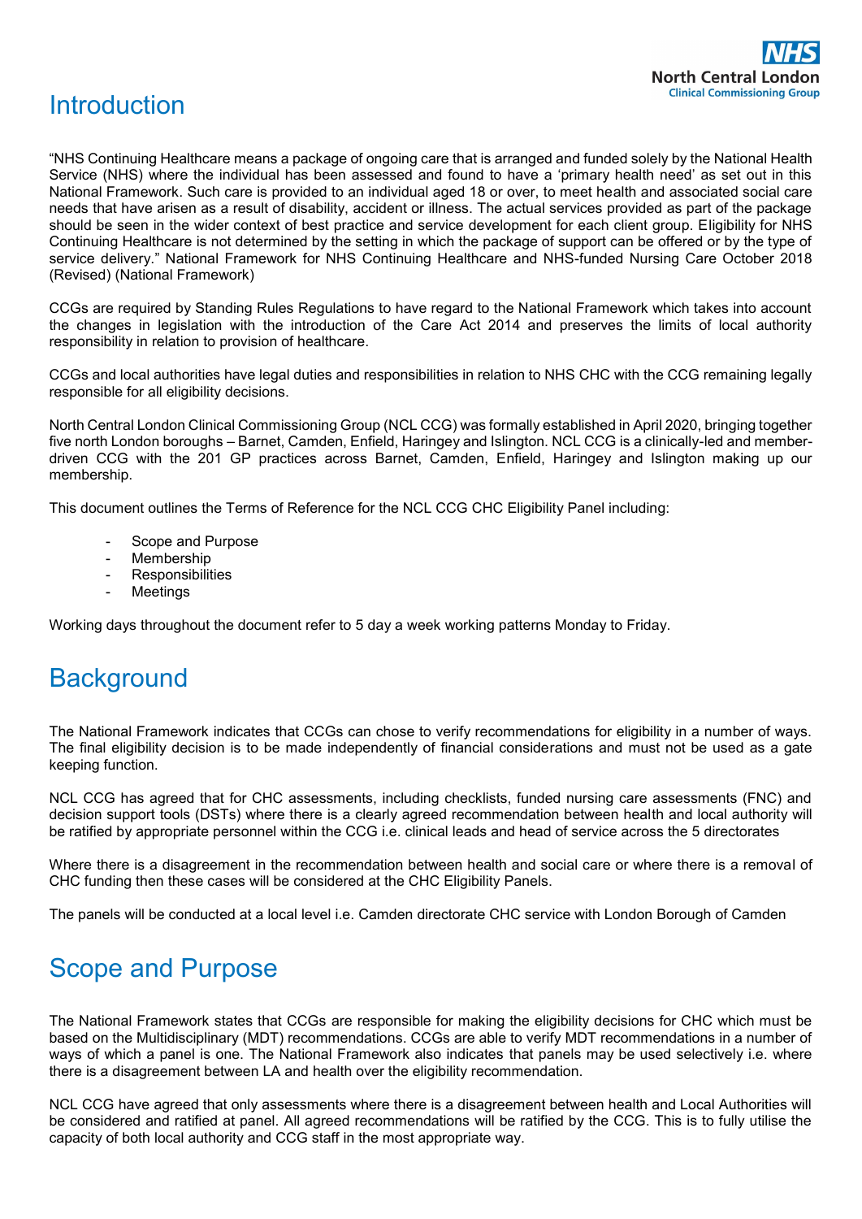# Introduction

"NHS Continuing Healthcare means a package of ongoing care that is arranged and funded solely by the National Health Service (NHS) where the individual has been assessed and found to have a 'primary health need' as set out in this National Framework. Such care is provided to an individual aged 18 or over, to meet health and associated social care needs that have arisen as a result of disability, accident or illness. The actual services provided as part of the package should be seen in the wider context of best practice and service development for each client group. Eligibility for NHS Continuing Healthcare is not determined by the setting in which the package of support can be offered or by the type of service delivery." National Framework for NHS Continuing Healthcare and NHS-funded Nursing Care October 2018 (Revised) (National Framework)

CCGs are required by Standing Rules Regulations to have regard to the National Framework which takes into account the changes in legislation with the introduction of the Care Act 2014 and preserves the limits of local authority responsibility in relation to provision of healthcare.

CCGs and local authorities have legal duties and responsibilities in relation to NHS CHC with the CCG remaining legally responsible for all eligibility decisions.

North Central London Clinical Commissioning Group (NCL CCG) was formally established in April 2020, bringing together five north London boroughs – Barnet, Camden, Enfield, Haringey and Islington. NCL CCG is a clinically-led and member-driven CCG with the 201 GP practices across Barnet, Camden, Enfield, Haringey and Islington making up our membership.

This document outlines the Terms of Reference for the NCL CCG CHC Eligibility Panel including:

- Scope and Purpose
- Membership
- Responsibilities
- Meetings

Working days throughout the document refer to 5 day a week working patterns Monday to Friday.

# Background

The National Framework indicates that CCGs can chose to verify recommendations for eligibility in a number of ways. The final eligibility decision is to be made independently of financial considerations and must not be used as a gate keeping function.

NCL CCG has agreed that for CHC assessments, including checklists, funded nursing care assessments (FNC) and decision support tools (DSTs) where there is a clearly agreed recommendation between health and local authority will be ratified by appropriate personnel within the CCG i.e. clinical leads and head of service across the 5 directorates

Where there is a disagreement in the recommendation between health and social care or where there is a removal of CHC funding then these cases will be considered at the CHC Eligibility Panels.

The panels will be conducted at a local level i.e. Camden directorate CHC service with London Borough of Camden

# Scope and Purpose

The National Framework states that CCGs are responsible for making the eligibility decisions for CHC which must be based on the Multidisciplinary (MDT) recommendations. CCGs are able to verify MDT recommendations in a number of ways of which a panel is one. The National Framework also indicates that panels may be used selectively i.e. where there is a disagreement between LA and health over the eligibility recommendation.

NCL CCG have agreed that only assessments where there is a disagreement between health and Local Authorities will be considered and ratified at panel. All agreed recommendations will be ratified by the CCG. This is to fully utilise the capacity of both local authority and CCG staff in the most appropriate way.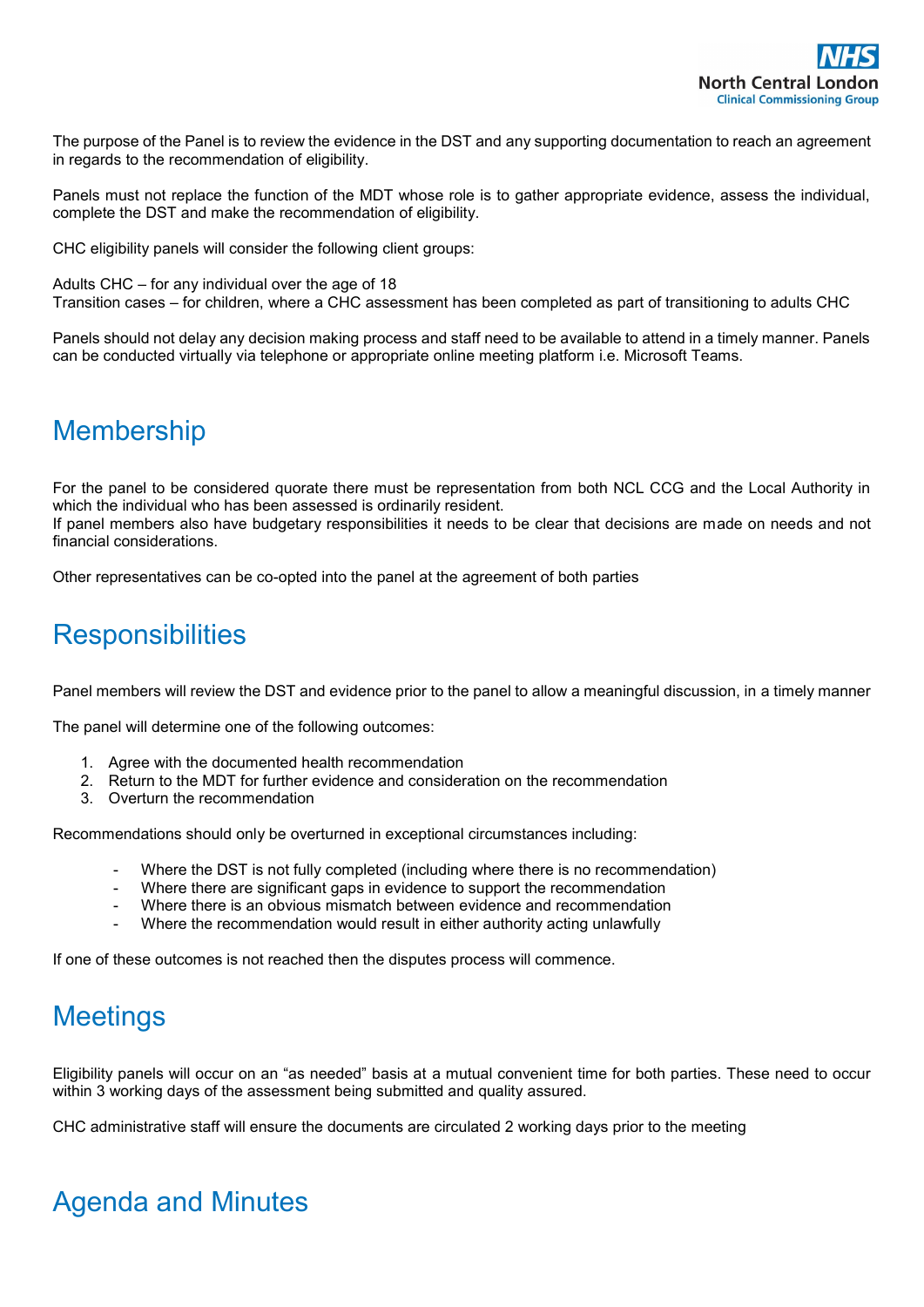The purpose of the Panel is to review the evidence in the DST and any supporting documentation to reach an agreement in regards to the recommendation of eligibility.

Panels must not replace the function of the MDT whose role is to gather appropriate evidence, assess the individual, complete the DST and make the recommendation of eligibility.

CHC eligibility panels will consider the following client groups:

Adults CHC – for any individual over the age of 18
Transition cases – for children, where a CHC assessment has been completed as part of transitioning to adults CHC

Panels should not delay any decision making process and staff need to be available to attend in a timely manner. Panels can be conducted virtually via telephone or appropriate online meeting platform i.e. Microsoft Teams.

## Membership

For the panel to be considered quorate there must be representation from both NCL CCG and the Local Authority in which the individual who has been assessed is ordinarily resident.
If panel members also have budgetary responsibilities it needs to be clear that decisions are made on needs and not financial considerations.

Other representatives can be co-opted into the panel at the agreement of both parties

## Responsibilities

Panel members will review the DST and evidence prior to the panel to allow a meaningful discussion, in a timely manner

The panel will determine one of the following outcomes:

1. Agree with the documented health recommendation
2. Return to the MDT for further evidence and consideration on the recommendation
3. Overturn the recommendation

Recommendations should only be overturned in exceptional circumstances including:

- Where the DST is not fully completed (including where there is no recommendation)
- Where there are significant gaps in evidence to support the recommendation
- Where there is an obvious mismatch between evidence and recommendation
- Where the recommendation would result in either authority acting unlawfully

If one of these outcomes is not reached then the disputes process will commence.

## Meetings

Eligibility panels will occur on an "as needed" basis at a mutual convenient time for both parties. These need to occur within 3 working days of the assessment being submitted and quality assured.

CHC administrative staff will ensure the documents are circulated 2 working days prior to the meeting

## Agenda and Minutes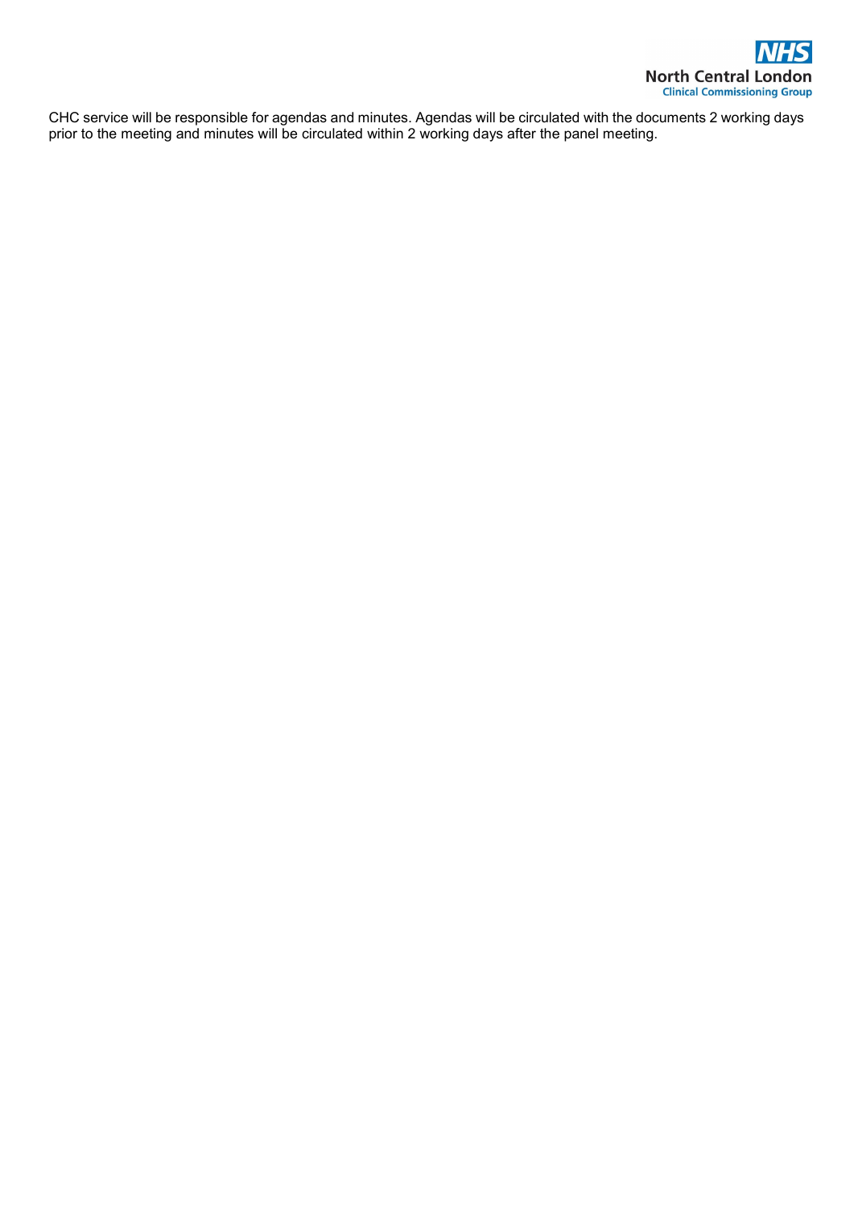CHC service will be responsible for agendas and minutes. Agendas will be circulated with the documents 2 working days prior to the meeting and minutes will be circulated within 2 working days after the panel meeting.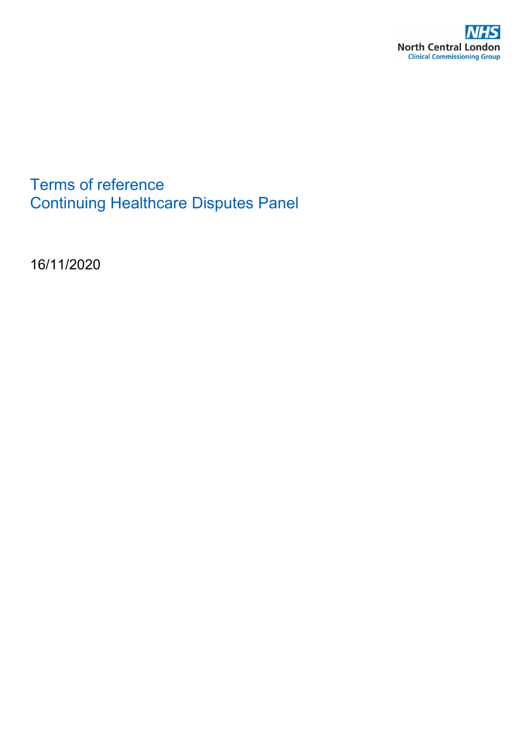NHS
North Central London
Clinical Commissioning Group

# Terms of reference
# Continuing Healthcare Disputes Panel

16/11/2020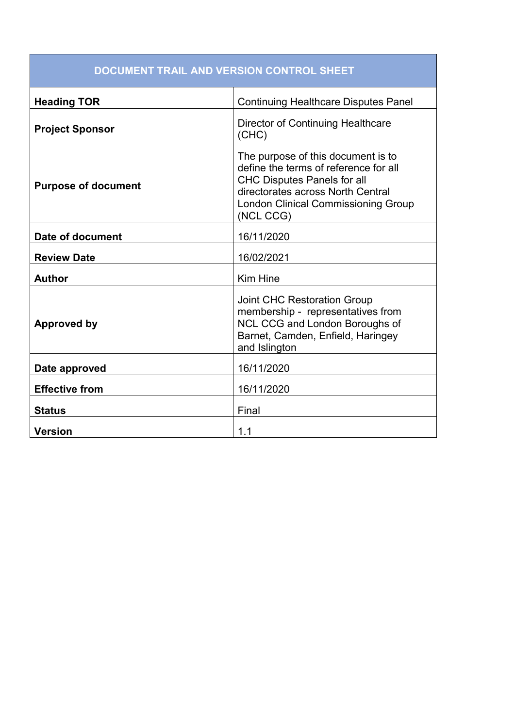| DOCUMENT TRAIL AND VERSION CONTROL SHEET | |
|---|---|
| **Heading TOR** | Continuing Healthcare Disputes Panel |
| **Project Sponsor** | Director of Continuing Healthcare (CHC) |
| **Purpose of document** | The purpose of this document is to define the terms of reference for all CHC Disputes Panels for all directorates across North Central London Clinical Commissioning Group (NCL CCG) |
| **Date of document** | 16/11/2020 |
| **Review Date** | 16/02/2021 |
| **Author** | Kim Hine |
| **Approved by** | Joint CHC Restoration Group membership - representatives from NCL CCG and London Boroughs of Barnet, Camden, Enfield, Haringey and Islington |
| **Date approved** | 16/11/2020 |
| **Effective from** | 16/11/2020 |
| **Status** | Final |
| **Version** | 1.1 |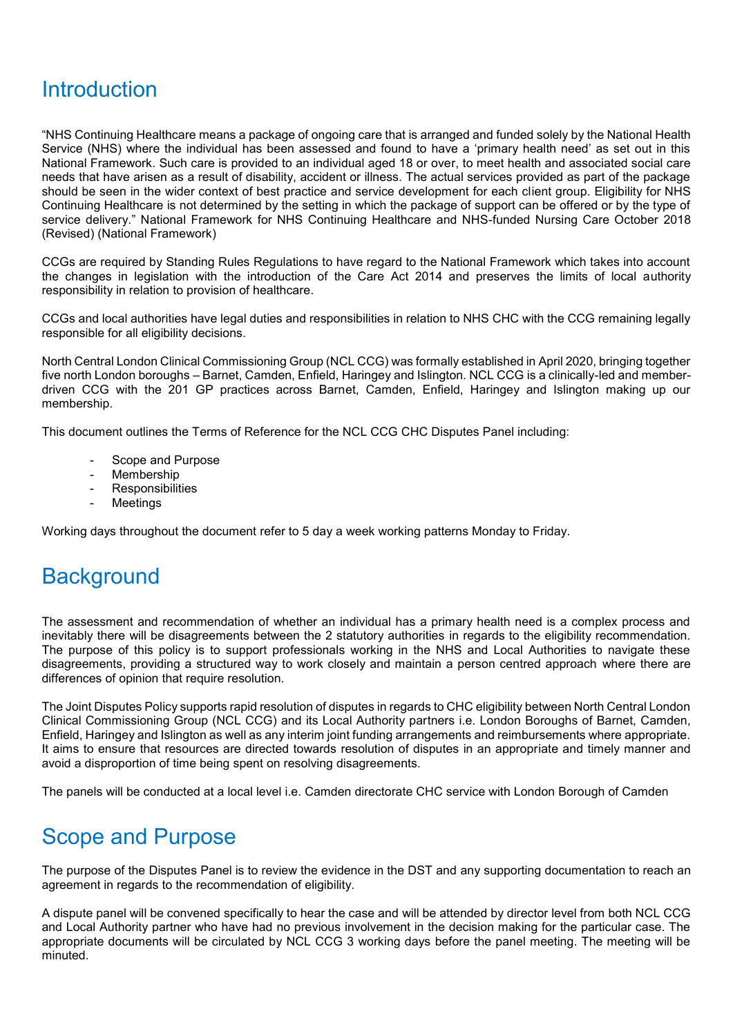# Introduction

"NHS Continuing Healthcare means a package of ongoing care that is arranged and funded solely by the National Health Service (NHS) where the individual has been assessed and found to have a 'primary health need' as set out in this National Framework. Such care is provided to an individual aged 18 or over, to meet health and associated social care needs that have arisen as a result of disability, accident or illness. The actual services provided as part of the package should be seen in the wider context of best practice and service development for each client group. Eligibility for NHS Continuing Healthcare is not determined by the setting in which the package of support can be offered or by the type of service delivery." National Framework for NHS Continuing Healthcare and NHS-funded Nursing Care October 2018 (Revised) (National Framework)

CCGs are required by Standing Rules Regulations to have regard to the National Framework which takes into account the changes in legislation with the introduction of the Care Act 2014 and preserves the limits of local authority responsibility in relation to provision of healthcare.

CCGs and local authorities have legal duties and responsibilities in relation to NHS CHC with the CCG remaining legally responsible for all eligibility decisions.

North Central London Clinical Commissioning Group (NCL CCG) was formally established in April 2020, bringing together five north London boroughs – Barnet, Camden, Enfield, Haringey and Islington. NCL CCG is a clinically-led and member-driven CCG with the 201 GP practices across Barnet, Camden, Enfield, Haringey and Islington making up our membership.

This document outlines the Terms of Reference for the NCL CCG CHC Disputes Panel including:

- Scope and Purpose
- Membership
- Responsibilities
- Meetings

Working days throughout the document refer to 5 day a week working patterns Monday to Friday.

# Background

The assessment and recommendation of whether an individual has a primary health need is a complex process and inevitably there will be disagreements between the 2 statutory authorities in regards to the eligibility recommendation. The purpose of this policy is to support professionals working in the NHS and Local Authorities to navigate these disagreements, providing a structured way to work closely and maintain a person centred approach where there are differences of opinion that require resolution.

The Joint Disputes Policy supports rapid resolution of disputes in regards to CHC eligibility between North Central London Clinical Commissioning Group (NCL CCG) and its Local Authority partners i.e. London Boroughs of Barnet, Camden, Enfield, Haringey and Islington as well as any interim joint funding arrangements and reimbursements where appropriate. It aims to ensure that resources are directed towards resolution of disputes in an appropriate and timely manner and avoid a disproportion of time being spent on resolving disagreements.

The panels will be conducted at a local level i.e. Camden directorate CHC service with London Borough of Camden

# Scope and Purpose

The purpose of the Disputes Panel is to review the evidence in the DST and any supporting documentation to reach an agreement in regards to the recommendation of eligibility.

A dispute panel will be convened specifically to hear the case and will be attended by director level from both NCL CCG and Local Authority partner who have had no previous involvement in the decision making for the particular case. The appropriate documents will be circulated by NCL CCG 3 working days before the panel meeting. The meeting will be minuted.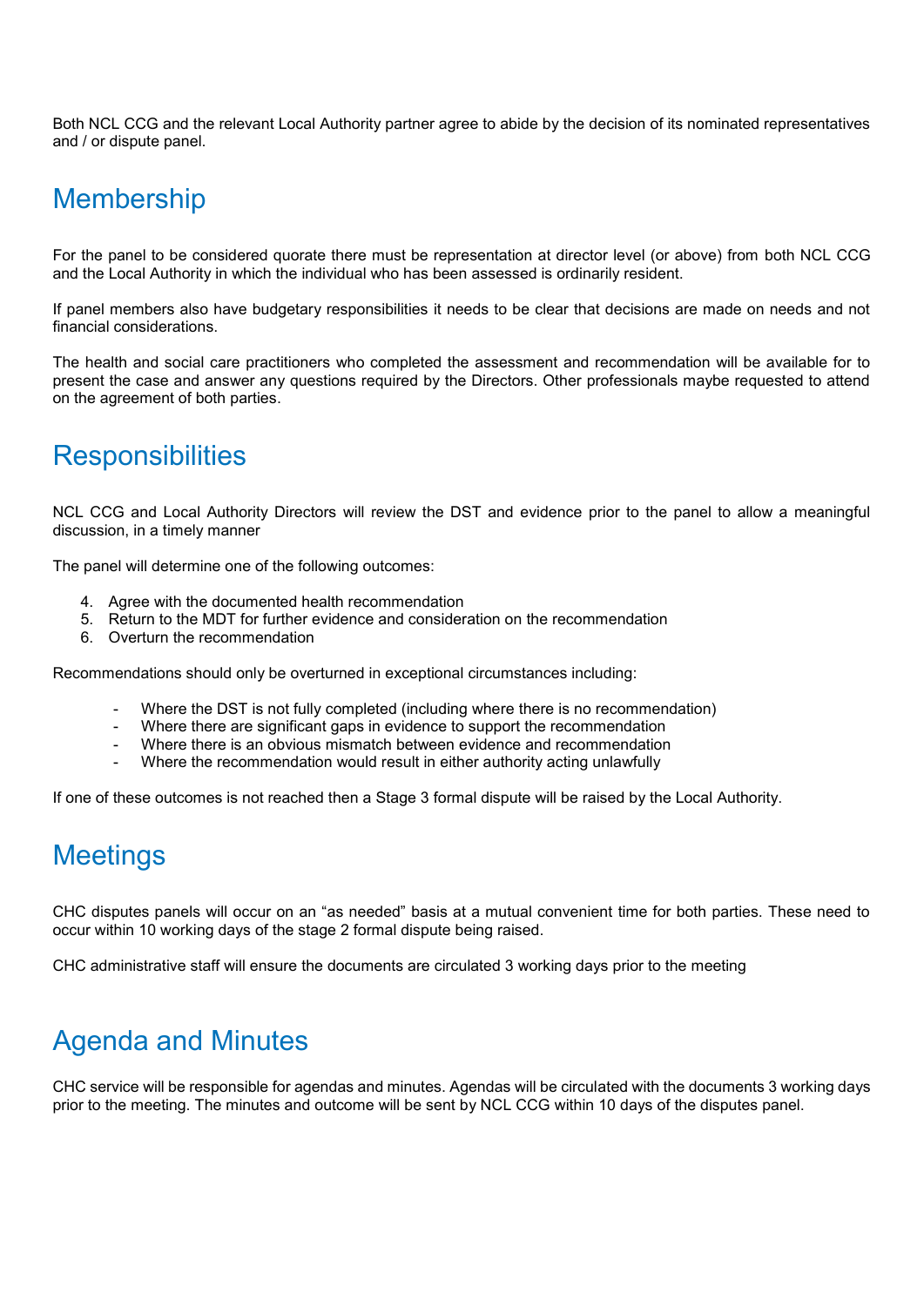Both NCL CCG and the relevant Local Authority partner agree to abide by the decision of its nominated representatives and / or dispute panel.

## Membership

For the panel to be considered quorate there must be representation at director level (or above) from both NCL CCG and the Local Authority in which the individual who has been assessed is ordinarily resident.

If panel members also have budgetary responsibilities it needs to be clear that decisions are made on needs and not financial considerations.

The health and social care practitioners who completed the assessment and recommendation will be available for to present the case and answer any questions required by the Directors. Other professionals maybe requested to attend on the agreement of both parties.

## Responsibilities

NCL CCG and Local Authority Directors will review the DST and evidence prior to the panel to allow a meaningful discussion, in a timely manner

The panel will determine one of the following outcomes:

4. Agree with the documented health recommendation
5. Return to the MDT for further evidence and consideration on the recommendation
6. Overturn the recommendation

Recommendations should only be overturned in exceptional circumstances including:

- Where the DST is not fully completed (including where there is no recommendation)
- Where there are significant gaps in evidence to support the recommendation
- Where there is an obvious mismatch between evidence and recommendation
- Where the recommendation would result in either authority acting unlawfully

If one of these outcomes is not reached then a Stage 3 formal dispute will be raised by the Local Authority.

## Meetings

CHC disputes panels will occur on an "as needed" basis at a mutual convenient time for both parties. These need to occur within 10 working days of the stage 2 formal dispute being raised.

CHC administrative staff will ensure the documents are circulated 3 working days prior to the meeting

## Agenda and Minutes

CHC service will be responsible for agendas and minutes. Agendas will be circulated with the documents 3 working days prior to the meeting. The minutes and outcome will be sent by NCL CCG within 10 days of the disputes panel.